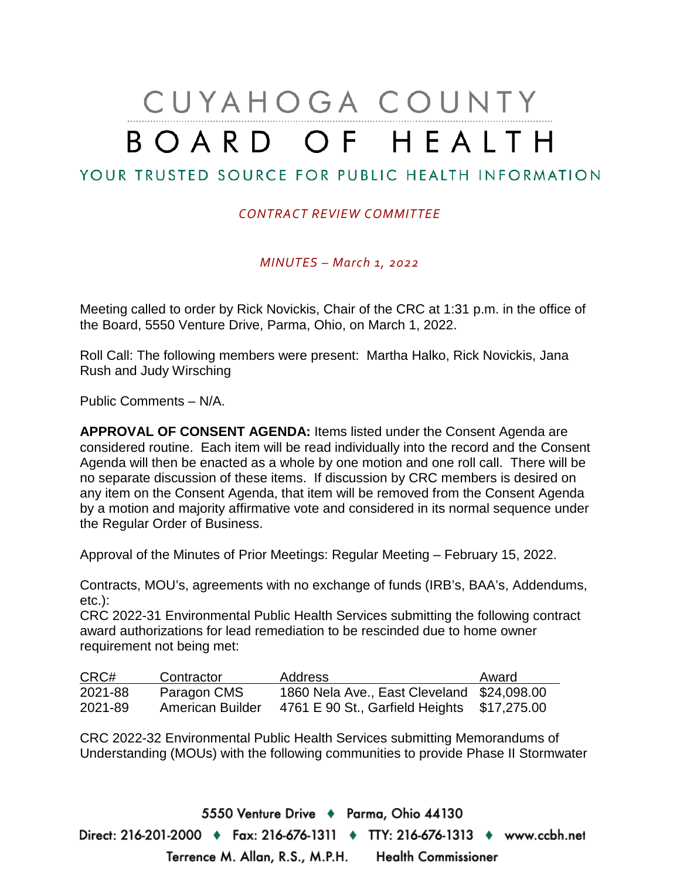# CUYAHOGA COUNTY
# BOARD OF HEALTH

YOUR TRUSTED SOURCE FOR PUBLIC HEALTH INFORMATION

*CONTRACT REVIEW COMMITTEE*

*MINUTES – March 1, 2022*

Meeting called to order by Rick Novickis, Chair of the CRC at 1:31 p.m. in the office of the Board, 5550 Venture Drive, Parma, Ohio, on March 1, 2022.

Roll Call: The following members were present: Martha Halko, Rick Novickis, Jana Rush and Judy Wirsching

Public Comments – N/A.

**APPROVAL OF CONSENT AGENDA:** Items listed under the Consent Agenda are considered routine. Each item will be read individually into the record and the Consent Agenda will then be enacted as a whole by one motion and one roll call. There will be no separate discussion of these items. If discussion by CRC members is desired on any item on the Consent Agenda, that item will be removed from the Consent Agenda by a motion and majority affirmative vote and considered in its normal sequence under the Regular Order of Business.

Approval of the Minutes of Prior Meetings: Regular Meeting – February 15, 2022.

Contracts, MOU's, agreements with no exchange of funds (IRB's, BAA's, Addendums, etc.):

CRC 2022-31 Environmental Public Health Services submitting the following contract award authorizations for lead remediation to be rescinded due to home owner requirement not being met:

| CRC# | Contractor | Address | Award |
|---|---|---|---|
| 2021-88 | Paragon CMS | 1860 Nela Ave., East Cleveland | $24,098.00 |
| 2021-89 | American Builder | 4761 E 90 St., Garfield Heights | $17,275.00 |

CRC 2022-32 Environmental Public Health Services submitting Memorandums of Understanding (MOUs) with the following communities to provide Phase II Stormwater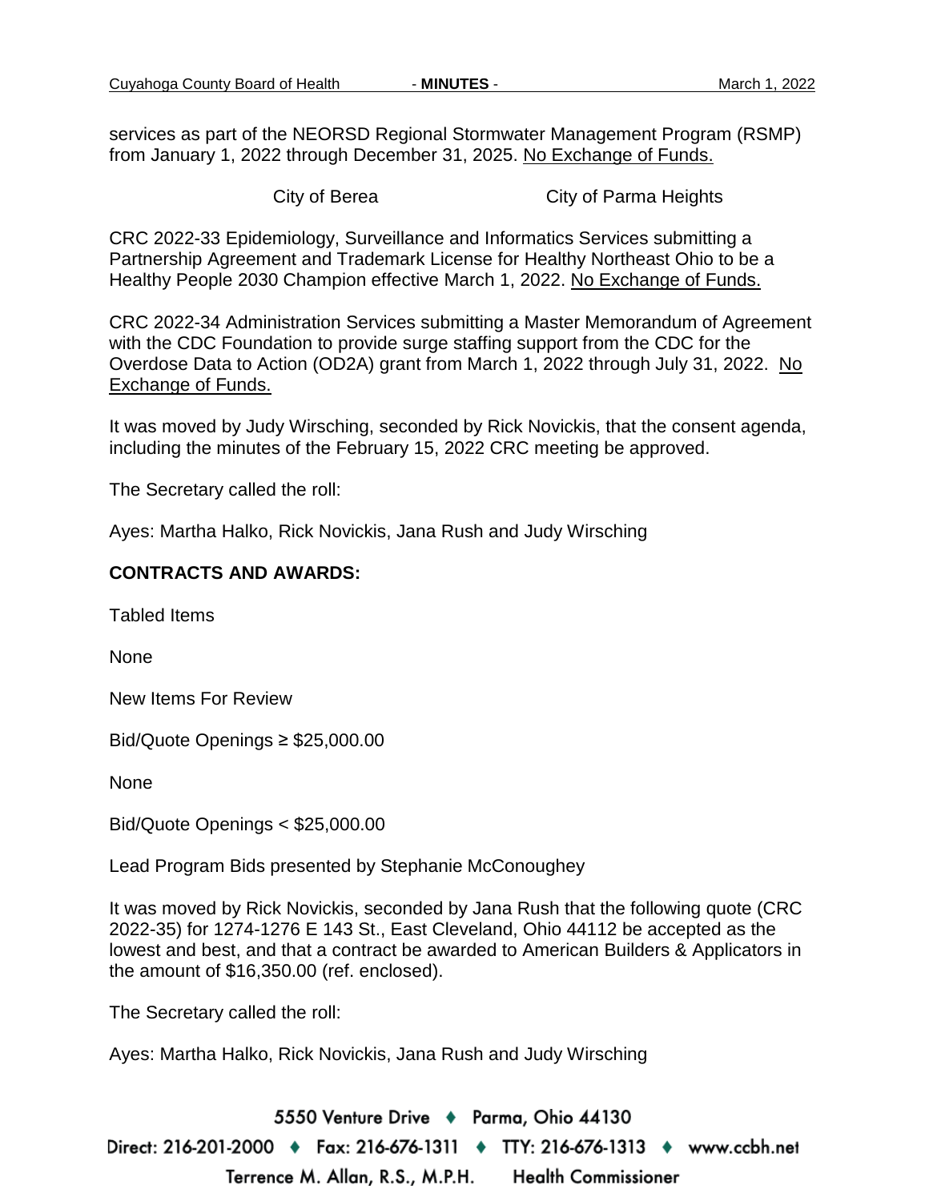services as part of the NEORSD Regional Stormwater Management Program (RSMP) from January 1, 2022 through December 31, 2025. No Exchange of Funds.

City of Berea　　　　City of Parma Heights

CRC 2022-33 Epidemiology, Surveillance and Informatics Services submitting a Partnership Agreement and Trademark License for Healthy Northeast Ohio to be a Healthy People 2030 Champion effective March 1, 2022. No Exchange of Funds.

CRC 2022-34 Administration Services submitting a Master Memorandum of Agreement with the CDC Foundation to provide surge staffing support from the CDC for the Overdose Data to Action (OD2A) grant from March 1, 2022 through July 31, 2022. No Exchange of Funds.

It was moved by Judy Wirsching, seconded by Rick Novickis, that the consent agenda, including the minutes of the February 15, 2022 CRC meeting be approved.

The Secretary called the roll:

Ayes: Martha Halko, Rick Novickis, Jana Rush and Judy Wirsching

**CONTRACTS AND AWARDS:**

Tabled Items

None

New Items For Review

Bid/Quote Openings ≥ $25,000.00

None

Bid/Quote Openings < $25,000.00

Lead Program Bids presented by Stephanie McConoughey

It was moved by Rick Novickis, seconded by Jana Rush that the following quote (CRC 2022-35) for 1274-1276 E 143 St., East Cleveland, Ohio 44112 be accepted as the lowest and best, and that a contract be awarded to American Builders & Applicators in the amount of $16,350.00 (ref. enclosed).

The Secretary called the roll:

Ayes: Martha Halko, Rick Novickis, Jana Rush and Judy Wirsching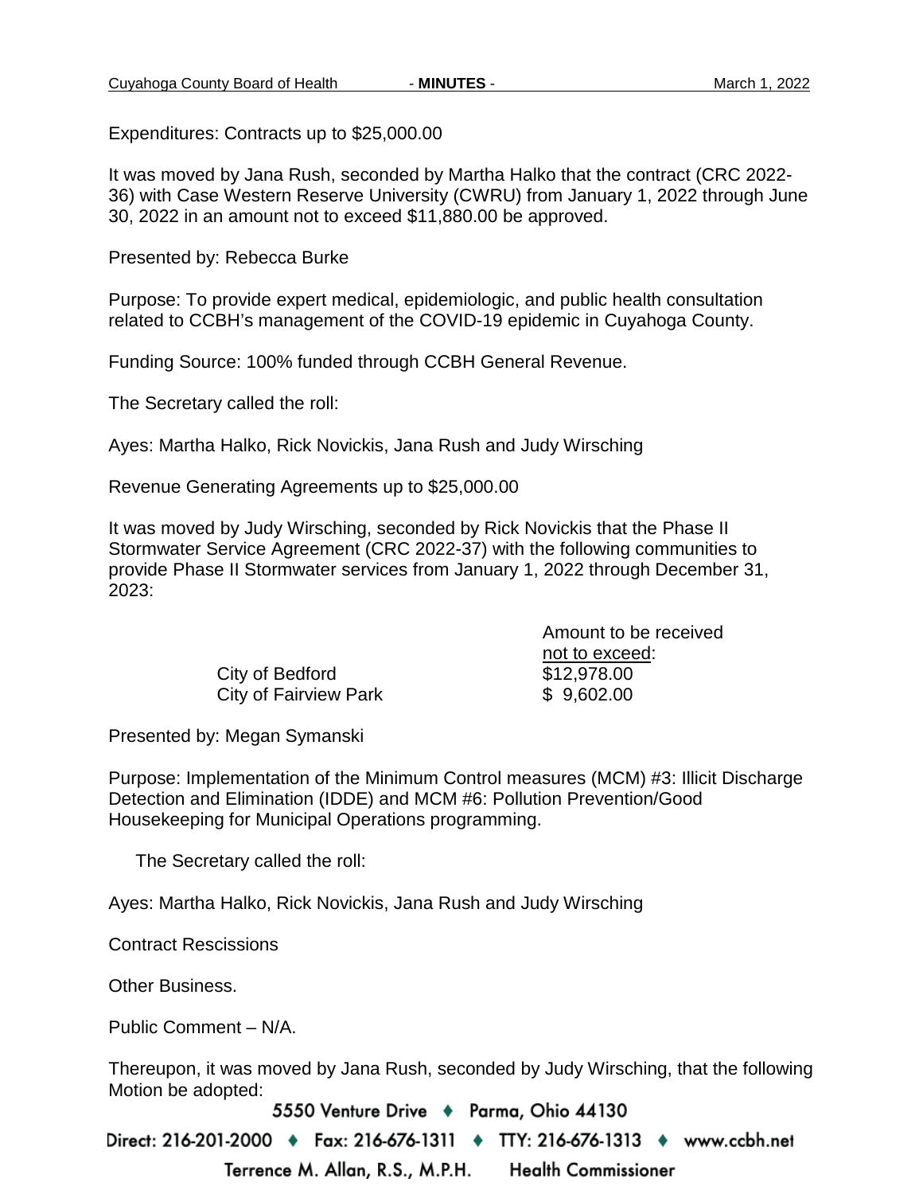Expenditures: Contracts up to $25,000.00

It was moved by Jana Rush, seconded by Martha Halko that the contract (CRC 2022-36) with Case Western Reserve University (CWRU) from January 1, 2022 through June 30, 2022 in an amount not to exceed $11,880.00 be approved.

Presented by: Rebecca Burke

Purpose: To provide expert medical, epidemiologic, and public health consultation related to CCBH's management of the COVID-19 epidemic in Cuyahoga County.

Funding Source: 100% funded through CCBH General Revenue.

The Secretary called the roll:

Ayes: Martha Halko, Rick Novickis, Jana Rush and Judy Wirsching

Revenue Generating Agreements up to $25,000.00

It was moved by Judy Wirsching, seconded by Rick Novickis that the Phase II Stormwater Service Agreement (CRC 2022-37) with the following communities to provide Phase II Stormwater services from January 1, 2022 through December 31, 2023:

| | Amount to be received <u>not to exceed</u>: |
|---|---|
| City of Bedford | $12,978.00 |
| City of Fairview Park | $ 9,602.00 |

Presented by: Megan Symanski

Purpose: Implementation of the Minimum Control measures (MCM) #3: Illicit Discharge Detection and Elimination (IDDE) and MCM #6: Pollution Prevention/Good Housekeeping for Municipal Operations programming.

The Secretary called the roll:

Ayes: Martha Halko, Rick Novickis, Jana Rush and Judy Wirsching

Contract Rescissions

Other Business.

Public Comment – N/A.

Thereupon, it was moved by Jana Rush, seconded by Judy Wirsching, that the following Motion be adopted: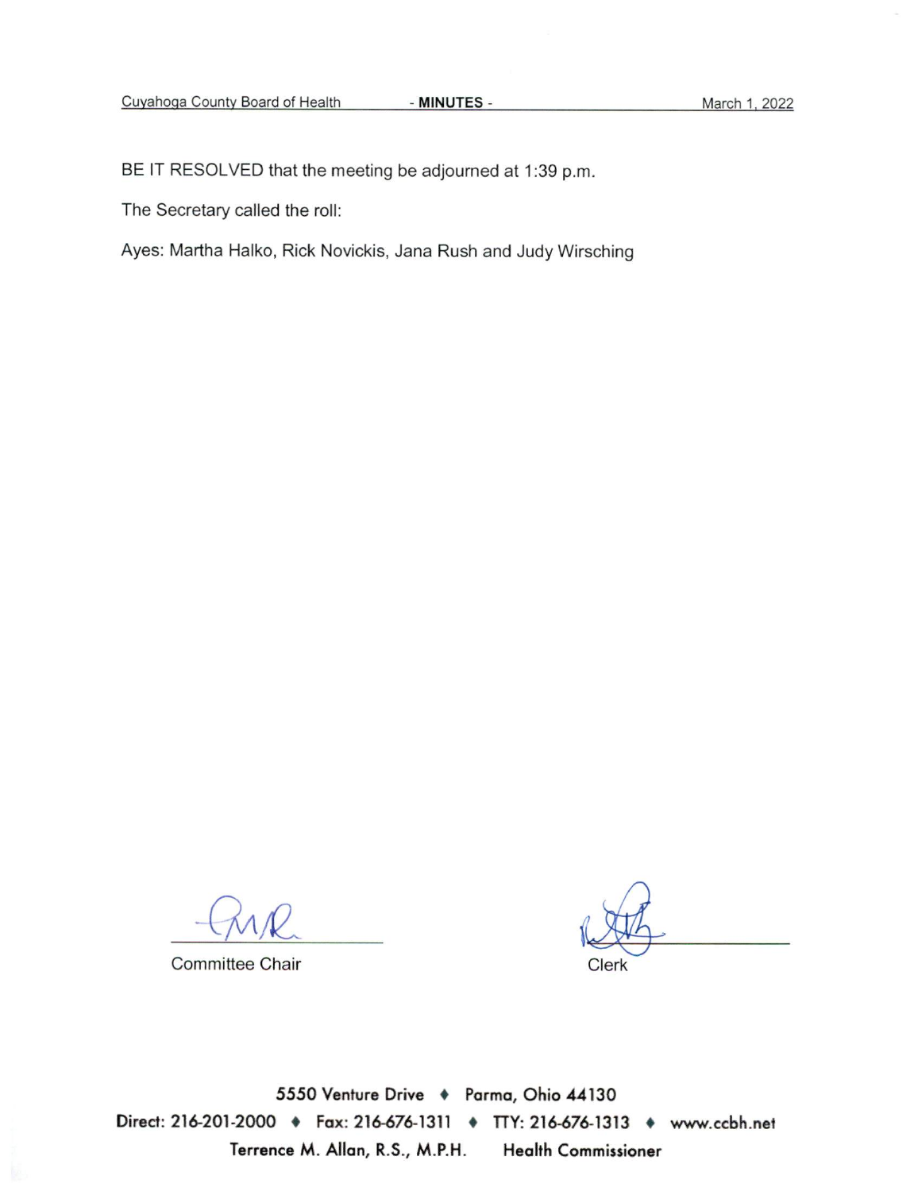BE IT RESOLVED that the meeting be adjourned at 1:39 p.m.

The Secretary called the roll:

Ayes: Martha Halko, Rick Novickis, Jana Rush and Judy Wirsching

Committee Chair

Clerk

5550 Venture Drive ♦ Parma, Ohio 44130

Direct: 216-201-2000 ♦ Fax: 216-676-1311 ♦ TTY: 216-676-1313 ♦ www.ccbh.net

Terrence M. Allan, R.S., M.P.H. Health Commissioner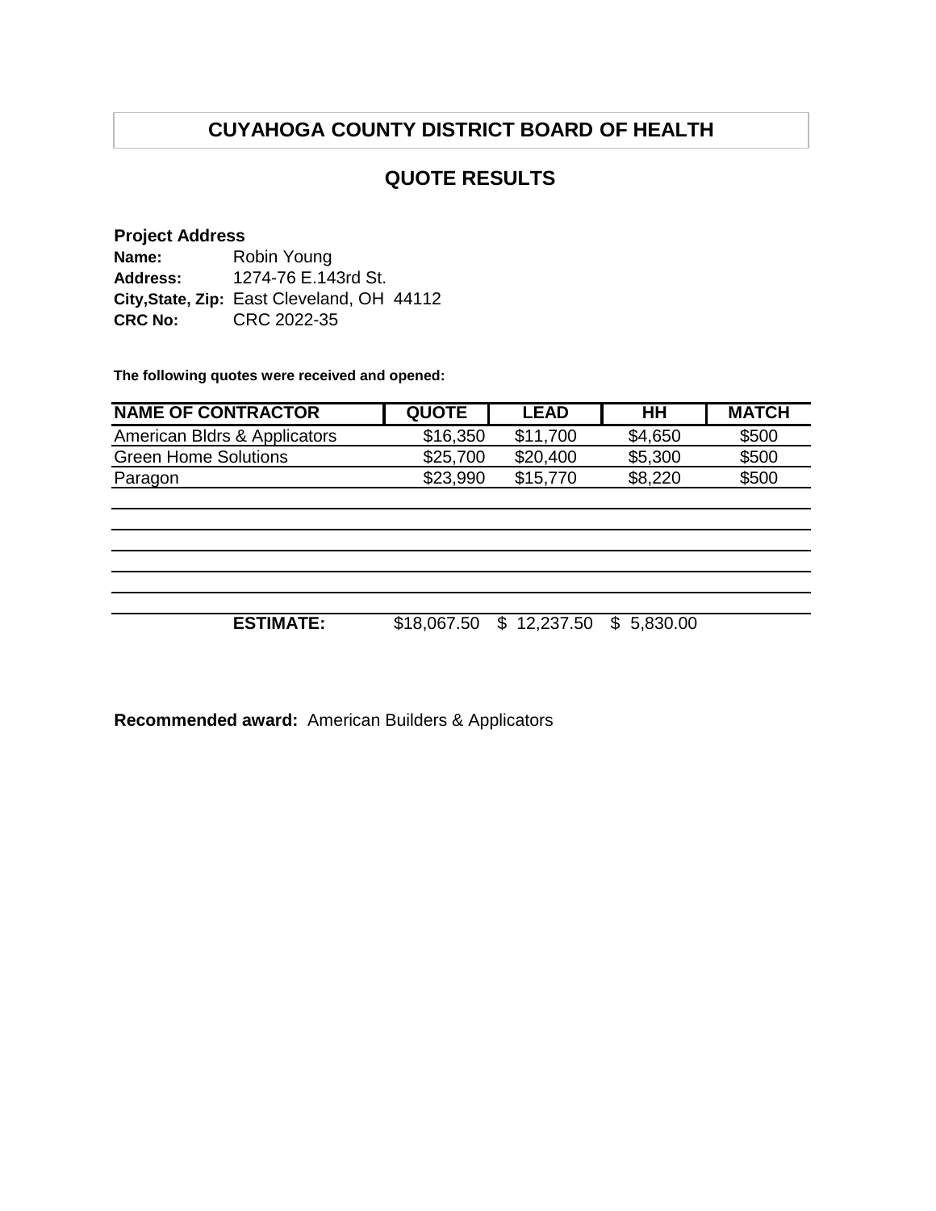# CUYAHOGA COUNTY DISTRICT BOARD OF HEALTH

## QUOTE RESULTS

**Project Address**

**Name:** Robin Young
**Address:** 1274-76 E.143rd St.
**City,State, Zip:** East Cleveland, OH 44112
**CRC No:** CRC 2022-35

**The following quotes were received and opened:**

| NAME OF CONTRACTOR | QUOTE | LEAD | HH | MATCH |
|---|---|---|---|---|
| American Bldrs & Applicators | $16,350 | $11,700 | $4,650 | $500 |
| Green Home Solutions | $25,700 | $20,400 | $5,300 | $500 |
| Paragon | $23,990 | $15,770 | $8,220 | $500 |
| | | | | |
| | | | | |
| | | | | |
| | | | | |
| | | | | |
| **ESTIMATE:** | $18,067.50 | $ 12,237.50 | $ 5,830.00 | |

**Recommended award:** American Builders & Applicators